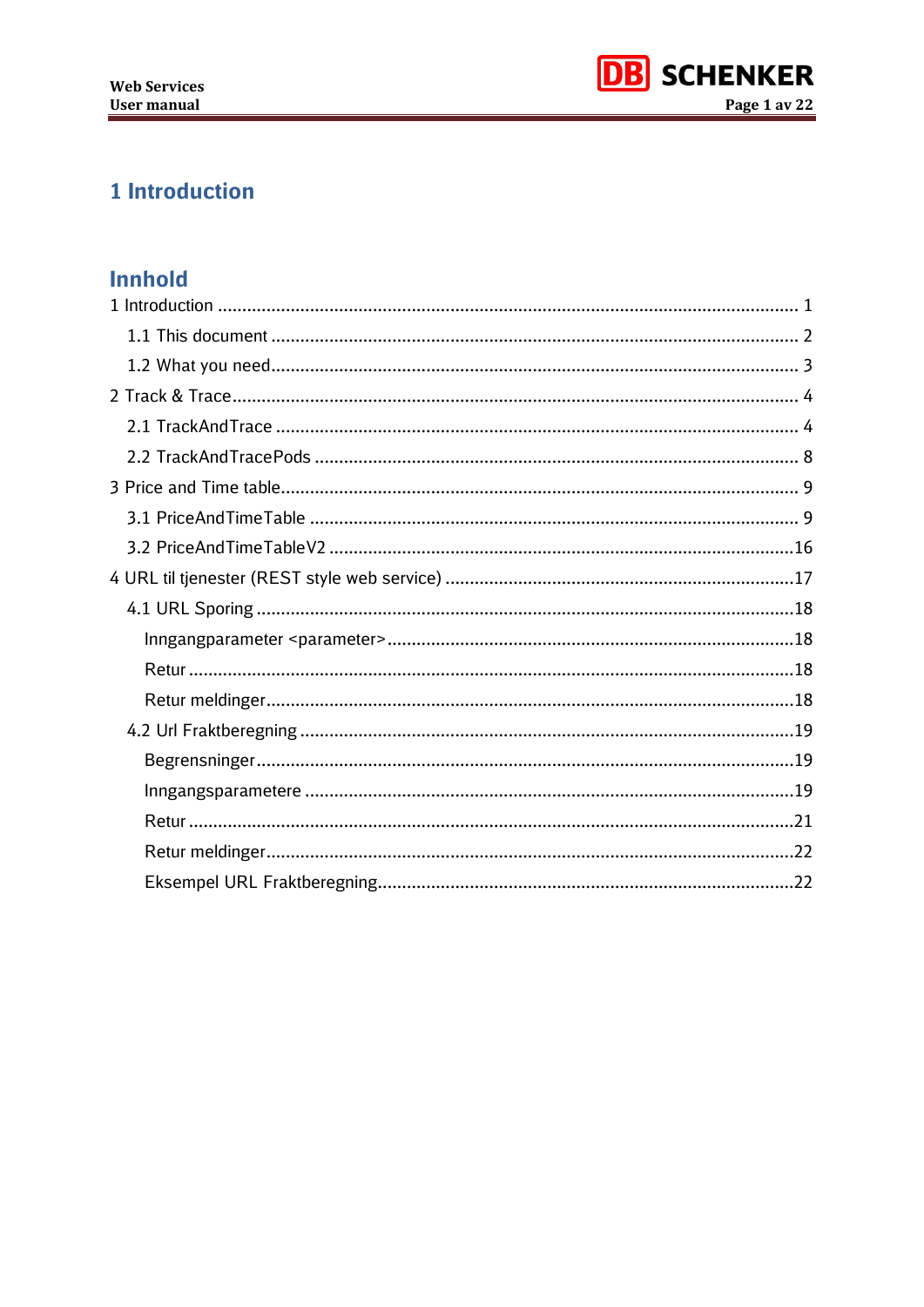# 1 Introduction

## Innhold

1 Introduction ........................................................................................................ 1
  1.1 This document ............................................................................................ 2
  1.2 What you need............................................................................................ 3
2 Track & Trace.................................................................................................... 4
  2.1 TrackAndTrace ............................................................................................ 4
  2.2 TrackAndTracePods ..................................................................................... 8
3 Price and Time table........................................................................................... 9
  3.1 PriceAndTimeTable ...................................................................................... 9
  3.2 PriceAndTimeTableV2 ................................................................................16
4 URL til tjenester (REST style web service) ........................................................17
  4.1 URL Sporing ..............................................................................................18
    Inngangparameter <parameter>...................................................................18
    Retur ...........................................................................................................18
    Retur meldinger............................................................................................18
  4.2 Url Fraktberegning .....................................................................................19
    Begrensninger..............................................................................................19
    Inngangsparametere ....................................................................................19
    Retur ...........................................................................................................21
    Retur meldinger............................................................................................22
    Eksempel URL Fraktberegning......................................................................22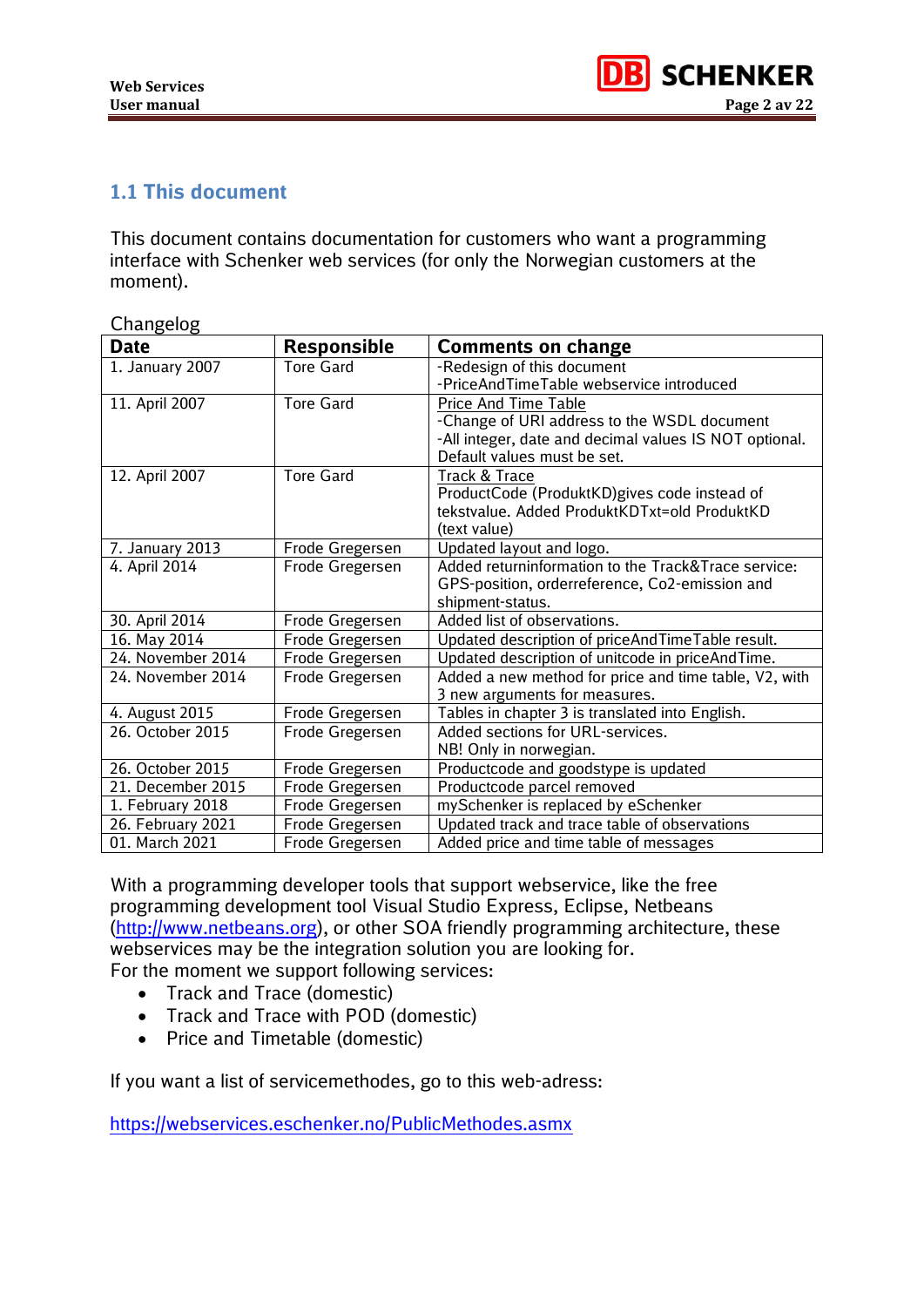## 1.1 This document

This document contains documentation for customers who want a programming interface with Schenker web services (for only the Norwegian customers at the moment).

Changelog

| Date | Responsible | Comments on change |
|---|---|---|
| 1. January 2007 | Tore Gard | -Redesign of this document<br>-PriceAndTimeTable webservice introduced |
| 11. April 2007 | Tore Gard | Price And Time Table<br>-Change of URI address to the WSDL document<br>-All integer, date and decimal values IS NOT optional. Default values must be set. |
| 12. April 2007 | Tore Gard | Track & Trace<br>ProductCode (ProduktKD)gives code instead of tekstvalue. Added ProduktKDTxt=old ProduktKD (text value) |
| 7. January 2013 | Frode Gregersen | Updated layout and logo. |
| 4. April 2014 | Frode Gregersen | Added returninformation to the Track&Trace service: GPS-position, orderreference, Co2-emission and shipment-status. |
| 30. April 2014 | Frode Gregersen | Added list of observations. |
| 16. May 2014 | Frode Gregersen | Updated description of priceAndTimeTable result. |
| 24. November 2014 | Frode Gregersen | Updated description of unitcode in priceAndTime. |
| 24. November 2014 | Frode Gregersen | Added a new method for price and time table, V2, with 3 new arguments for measures. |
| 4. August 2015 | Frode Gregersen | Tables in chapter 3 is translated into English. |
| 26. October 2015 | Frode Gregersen | Added sections for URL-services.<br>NB! Only in norwegian. |
| 26. October 2015 | Frode Gregersen | Productcode and goodstype is updated |
| 21. December 2015 | Frode Gregersen | Productcode parcel removed |
| 1. February 2018 | Frode Gregersen | mySchenker is replaced by eSchenker |
| 26. February 2021 | Frode Gregersen | Updated track and trace table of observations |
| 01. March 2021 | Frode Gregersen | Added price and time table of messages |

With a programming developer tools that support webservice, like the free programming development tool Visual Studio Express, Eclipse, Netbeans (http://www.netbeans.org), or other SOA friendly programming architecture, these webservices may be the integration solution you are looking for.
For the moment we support following services:

- Track and Trace (domestic)
- Track and Trace with POD (domestic)
- Price and Timetable (domestic)

If you want a list of servicemethodes, go to this web-adress:

https://webservices.eschenker.no/PublicMethodes.asmx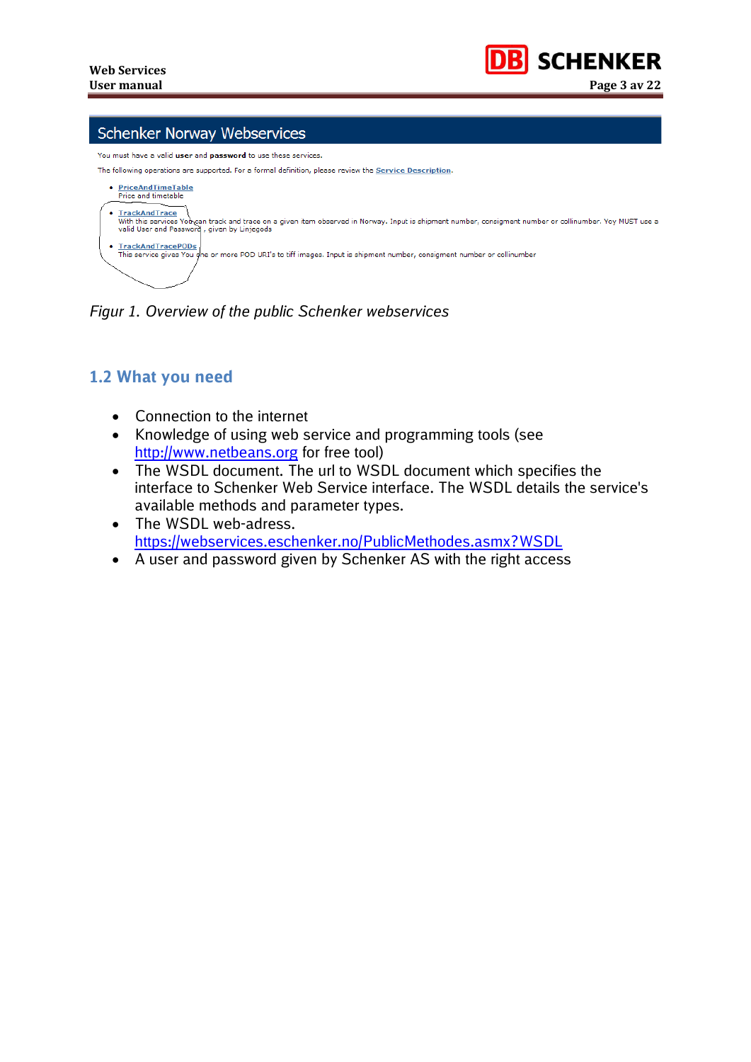## Schenker Norway Webservices

You must have a valid **user** and **password** to use these services.

The following operations are supported. For a formal definition, please review the **Service Description**.

- **PriceAndTimeTable**
  Price and timetable
- **TrackAndTrace**
  With this services You can track and trace on a given item observed in Norway. Input is shipment number, consigment number or collinumber. Yoy MUST use a valid User and Password , given by Linjegods
- **TrackAndTracePODs**
  This service gives You one or more POD URI's to tiff images. Input is shipment number, consigment number or collinumber

*Figur 1. Overview of the public Schenker webservices*

## 1.2 What you need

- Connection to the internet
- Knowledge of using web service and programming tools (see http://www.netbeans.org for free tool)
- The WSDL document. The url to WSDL document which specifies the interface to Schenker Web Service interface. The WSDL details the service's available methods and parameter types.
- The WSDL web-adress.
  https://webservices.eschenker.no/PublicMethodes.asmx?WSDL
- A user and password given by Schenker AS with the right access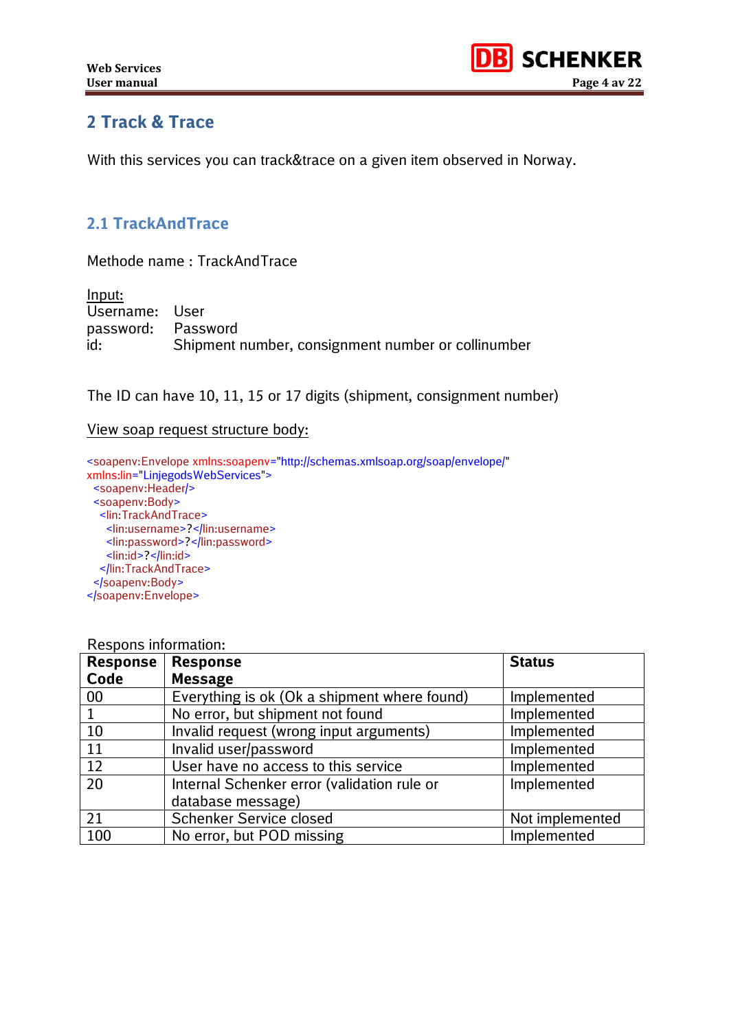## 2 Track & Trace

With this services you can track&trace on a given item observed in Norway.

### 2.1 TrackAndTrace

Methode name : TrackAndTrace

Input:
Username: User
password: Password
id: Shipment number, consignment number or collinumber

The ID can have 10, 11, 15 or 17 digits (shipment, consignment number)

View soap request structure body:

```
<soapenv:Envelope xmlns:soapenv="http://schemas.xmlsoap.org/soap/envelope/"
xmlns:lin="LinjegodsWebServices">
  <soapenv:Header/>
  <soapenv:Body>
   <lin:TrackAndTrace>
     <lin:username>?</lin:username>
     <lin:password>?</lin:password>
     <lin:id>?</lin:id>
   </lin:TrackAndTrace>
  </soapenv:Body>
</soapenv:Envelope>
```

Respons information:

| Response Code | Response Message | Status |
|---|---|---|
| 00 | Everything is ok (Ok a shipment where found) | Implemented |
| 1 | No error, but shipment not found | Implemented |
| 10 | Invalid request (wrong input arguments) | Implemented |
| 11 | Invalid user/password | Implemented |
| 12 | User have no access to this service | Implemented |
| 20 | Internal Schenker error (validation rule or database message) | Implemented |
| 21 | Schenker Service closed | Not implemented |
| 100 | No error, but POD missing | Implemented |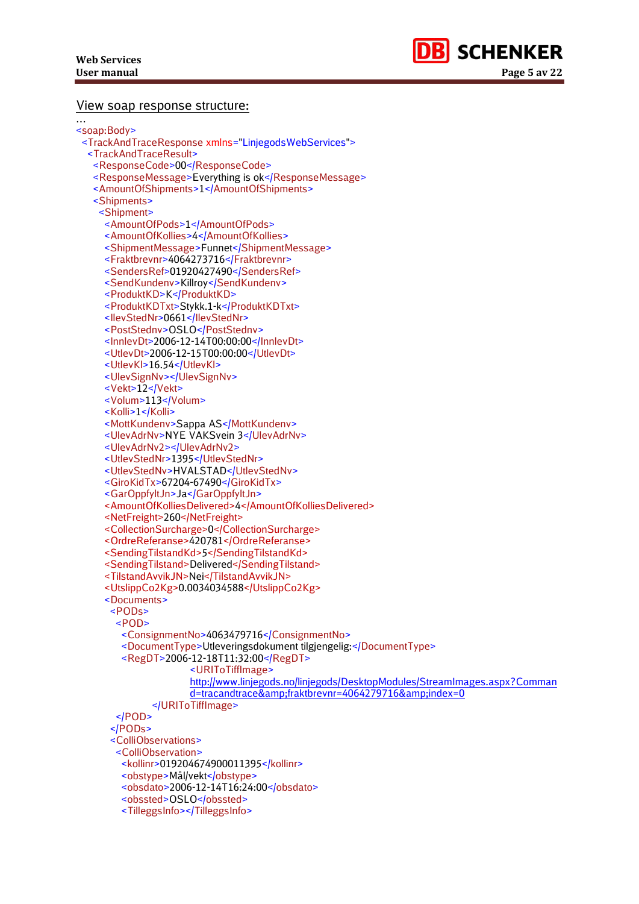View soap response structure:

```
...
<soap:Body>
 <TrackAndTraceResponse xmlns="LinjegodsWebServices">
  <TrackAndTraceResult>
   <ResponseCode>00</ResponseCode>
   <ResponseMessage>Everything is ok</ResponseMessage>
   <AmountOfShipments>1</AmountOfShipments>
   <Shipments>
    <Shipment>
     <AmountOfPods>1</AmountOfPods>
     <AmountOfKollies>4</AmountOfKollies>
     <ShipmentMessage>Funnet</ShipmentMessage>
     <Fraktbrevnr>4064273716</Fraktbrevnr>
     <SendersRef>01920427490</SendersRef>
     <SendKundenv>Killroy</SendKundenv>
     <ProduktKD>K</ProduktKD>
     <ProduktKDTxt>Stykk.1-k</ProduktKDTxt>
     <IlevStedNr>0661</IlevStedNr>
     <PostStednv>OSLO</PostStednv>
     <InnlevDt>2006-12-14T00:00:00</InnlevDt>
     <UtlevDt>2006-12-15T00:00:00</UtlevDt>
     <UtlevKl>16.54</UtlevKl>
     <UlevSignNv></UlevSignNv>
     <Vekt>12</Vekt>
     <Volum>113</Volum>
     <Kolli>1</Kolli>
     <MottKundenv>Sappa AS</MottKundenv>
     <UlevAdrNv>NYE VAKSvein 3</UlevAdrNv>
     <UlevAdrNv2></UlevAdrNv2>
     <UtlevStedNr>1395</UtlevStedNr>
     <UtlevStedNv>HVALSTAD</UtlevStedNv>
     <GiroKidTx>67204-67490</GiroKidTx>
     <GarOppfyltJn>Ja</GarOppfyltJn>
     <AmountOfKolliesDelivered>4</AmountOfKolliesDelivered>
     <NetFreight>260</NetFreight>
     <CollectionSurcharge>0</CollectionSurcharge>
     <OrdreReferanse>420781</OrdreReferanse>
     <SendingTilstandKd>5</SendingTilstandKd>
     <SendingTilstand>Delivered</SendingTilstand>
     <TilstandAvvikJN>Nei</TilstandAvvikJN>
     <UtslippCo2Kg>0.0034034588</UtslippCo2Kg>
     <Documents>
      <PODs>
       <POD>
        <ConsignmentNo>4063479716</ConsignmentNo>
        <DocumentType>Utleveringsdokument tilgjengelig:</DocumentType>
        <RegDT>2006-12-18T11:32:00</RegDT>
                        <URIToTiffImage>
                        http://www.linjegods.no/linjegods/DesktopModules/StreamImages.aspx?Command=tracandtrace&amp;fraktbrevnr=4064279716&amp;index=0
              </URIToTiffImage>
       </POD>
      </PODs>
      <ColliObservations>
       <ColliObservation>
        <kollinr>019204674900011395</kollinr>
        <obstype>Mål/vekt</obstype>
        <obsdato>2006-12-14T16:24:00</obsdato>
        <obssted>OSLO</obssted>
        <TilleggsInfo></TilleggsInfo>
```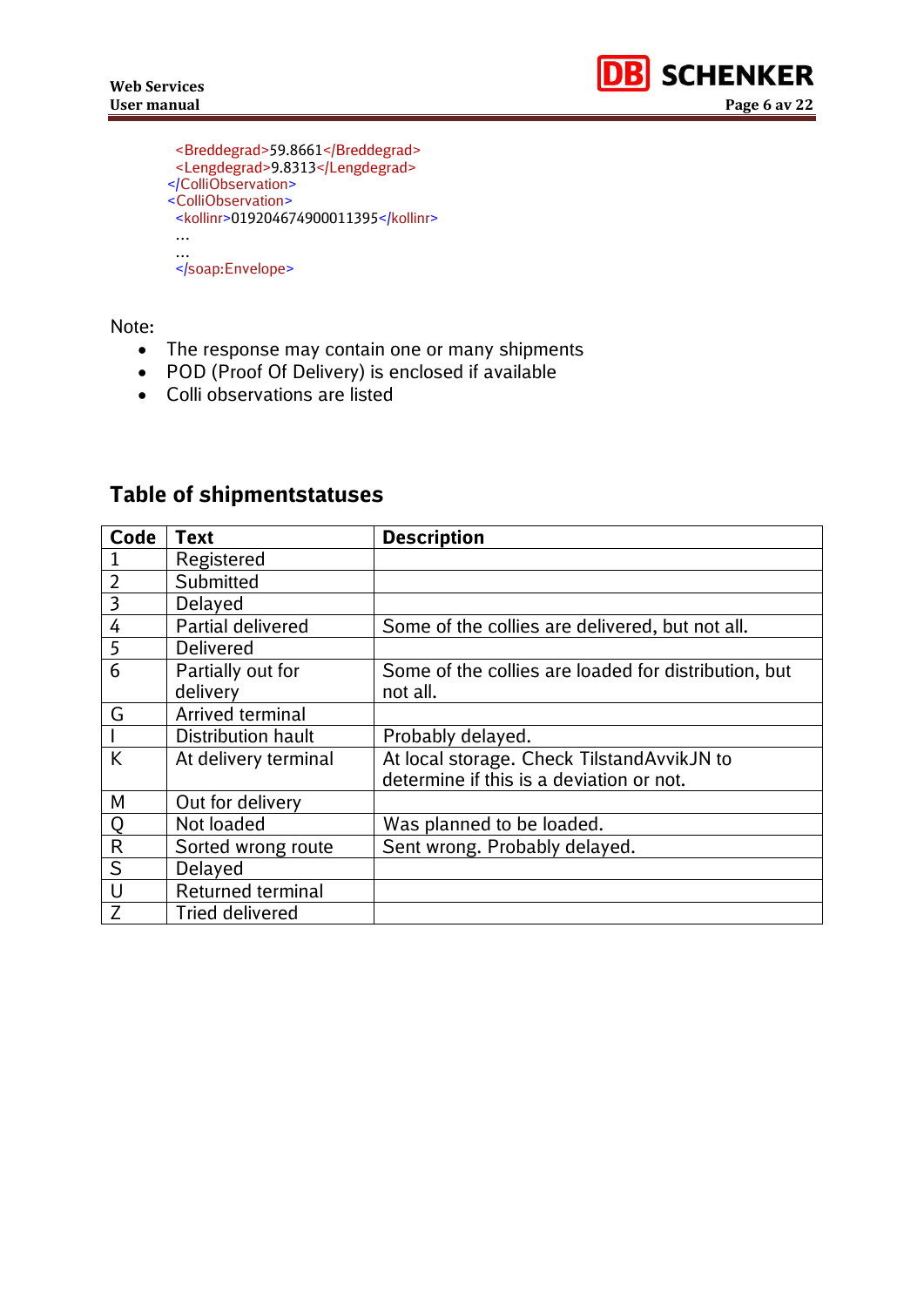```
    <Breddegrad>59.8661</Breddegrad>
    <Lengdegrad>9.8313</Lengdegrad>
  </ColliObservation>
  <ColliObservation>
    <kollinr>019204674900011395</kollinr>
    …
    …
    </soap:Envelope>
```

Note:

- The response may contain one or many shipments
- POD (Proof Of Delivery) is enclosed if available
- Colli observations are listed

## Table of shipmentstatuses

| Code | Text | Description |
|---|---|---|
| 1 | Registered | |
| 2 | Submitted | |
| 3 | Delayed | |
| 4 | Partial delivered | Some of the collies are delivered, but not all. |
| 5 | Delivered | |
| 6 | Partially out for delivery | Some of the collies are loaded for distribution, but not all. |
| G | Arrived terminal | |
| I | Distribution hault | Probably delayed. |
| K | At delivery terminal | At local storage. Check TilstandAvvikJN to determine if this is a deviation or not. |
| M | Out for delivery | |
| Q | Not loaded | Was planned to be loaded. |
| R | Sorted wrong route | Sent wrong. Probably delayed. |
| S | Delayed | |
| U | Returned terminal | |
| Z | Tried delivered | |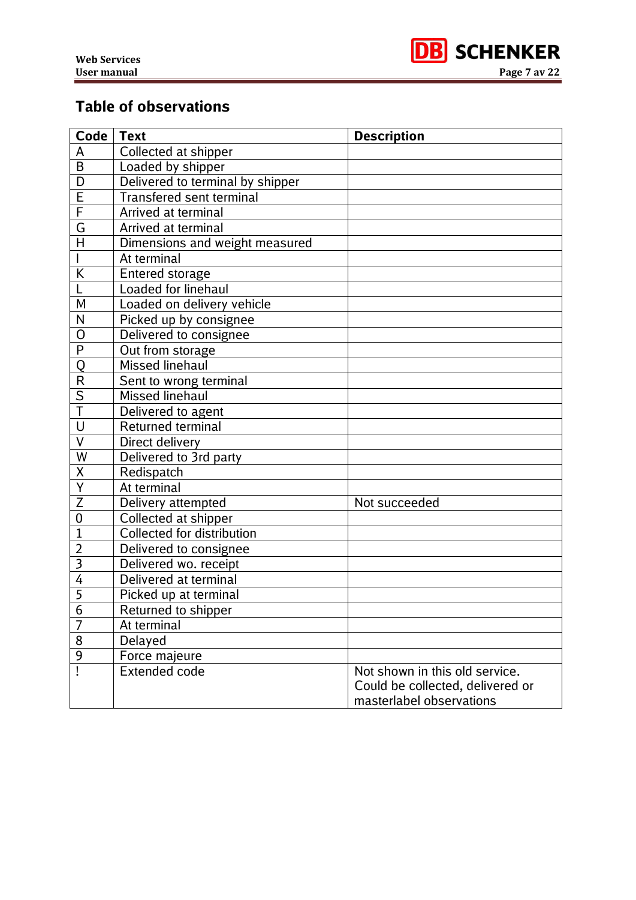## Table of observations

| Code | Text | Description |
|---|---|---|
| A | Collected at shipper | |
| B | Loaded by shipper | |
| D | Delivered to terminal by shipper | |
| E | Transfered sent terminal | |
| F | Arrived at terminal | |
| G | Arrived at terminal | |
| H | Dimensions and weight measured | |
| I | At terminal | |
| K | Entered storage | |
| L | Loaded for linehaul | |
| M | Loaded on delivery vehicle | |
| N | Picked up by consignee | |
| O | Delivered to consignee | |
| P | Out from storage | |
| Q | Missed linehaul | |
| R | Sent to wrong terminal | |
| S | Missed linehaul | |
| T | Delivered to agent | |
| U | Returned terminal | |
| V | Direct delivery | |
| W | Delivered to 3rd party | |
| X | Redispatch | |
| Y | At terminal | |
| Z | Delivery attempted | Not succeeded |
| 0 | Collected at shipper | |
| 1 | Collected for distribution | |
| 2 | Delivered to consignee | |
| 3 | Delivered wo. receipt | |
| 4 | Delivered at terminal | |
| 5 | Picked up at terminal | |
| 6 | Returned to shipper | |
| 7 | At terminal | |
| 8 | Delayed | |
| 9 | Force majeure | |
| ! | Extended code | Not shown in this old service. Could be collected, delivered or masterlabel observations |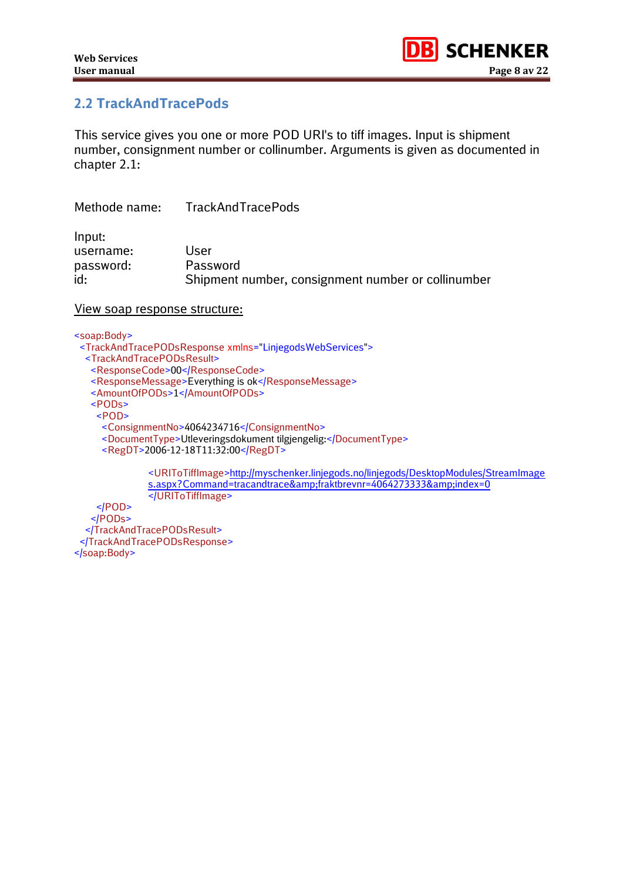## 2.2 TrackAndTracePods

This service gives you one or more POD URI's to tiff images. Input is shipment number, consignment number or collinumber. Arguments is given as documented in chapter 2.1:

Methode name: TrackAndTracePods

Input:
username: User
password: Password
id: Shipment number, consignment number or collinumber

View soap response structure:

```
<soap:Body>
  <TrackAndTracePODsResponse xmlns="LinjegodsWebServices">
    <TrackAndTracePODsResult>
      <ResponseCode>00</ResponseCode>
      <ResponseMessage>Everything is ok</ResponseMessage>
      <AmountOfPODs>1</AmountOfPODs>
      <PODs>
        <POD>
          <ConsignmentNo>4064234716</ConsignmentNo>
          <DocumentType>Utleveringsdokument tilgjengelig:</DocumentType>
          <RegDT>2006-12-18T11:32:00</RegDT>

              <URIToTiffImage>http://myschenker.linjegods.no/linjegods/DesktopModules/StreamImages.aspx?Command=tracandtrace&amp;fraktbrevnr=4064273333&amp;index=0
              </URIToTiffImage>
        </POD>
      </PODs>
    </TrackAndTracePODsResult>
  </TrackAndTracePODsResponse>
</soap:Body>
```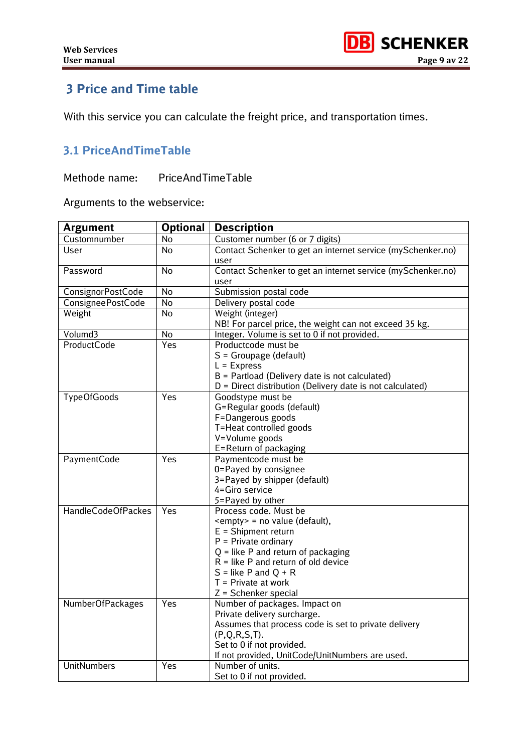# 3 Price and Time table

With this service you can calculate the freight price, and transportation times.

## 3.1 PriceAndTimeTable

Methode name: PriceAndTimeTable

Arguments to the webservice:

| Argument | Optional | Description |
|---|---|---|
| Customnumber | No | Customer number (6 or 7 digits) |
| User | No | Contact Schenker to get an internet service (mySchenker.no) user |
| Password | No | Contact Schenker to get an internet service (mySchenker.no) user |
| ConsignorPostCode | No | Submission postal code |
| ConsigneePostCode | No | Delivery postal code |
| Weight | No | Weight (integer)<br>NB! For parcel price, the weight can not exceed 35 kg. |
| Volumd3 | No | Integer. Volume is set to 0 if not provided. |
| ProductCode | Yes | Productcode must be<br>S = Groupage (default)<br>L = Express<br>B = Partload (Delivery date is not calculated)<br>D = Direct distribution (Delivery date is not calculated) |
| TypeOfGoods | Yes | Goodstype must be<br>G=Regular goods (default)<br>F=Dangerous goods<br>T=Heat controlled goods<br>V=Volume goods<br>E=Return of packaging |
| PaymentCode | Yes | Paymentcode must be<br>0=Payed by consignee<br>3=Payed by shipper (default)<br>4=Giro service<br>5=Payed by other |
| HandleCodeOfPackes | Yes | Process code. Must be<br><empty> = no value (default),<br>E = Shipment return<br>P = Private ordinary<br>Q = like P and return of packaging<br>R = like P and return of old device<br>S = like P and Q + R<br>T = Private at work<br>Z = Schenker special |
| NumberOfPackages | Yes | Number of packages. Impact on<br>Private delivery surcharge.<br>Assumes that process code is set to private delivery (P,Q,R,S,T).<br>Set to 0 if not provided.<br>If not provided, UnitCode/UnitNumbers are used. |
| UnitNumbers | Yes | Number of units.<br>Set to 0 if not provided. |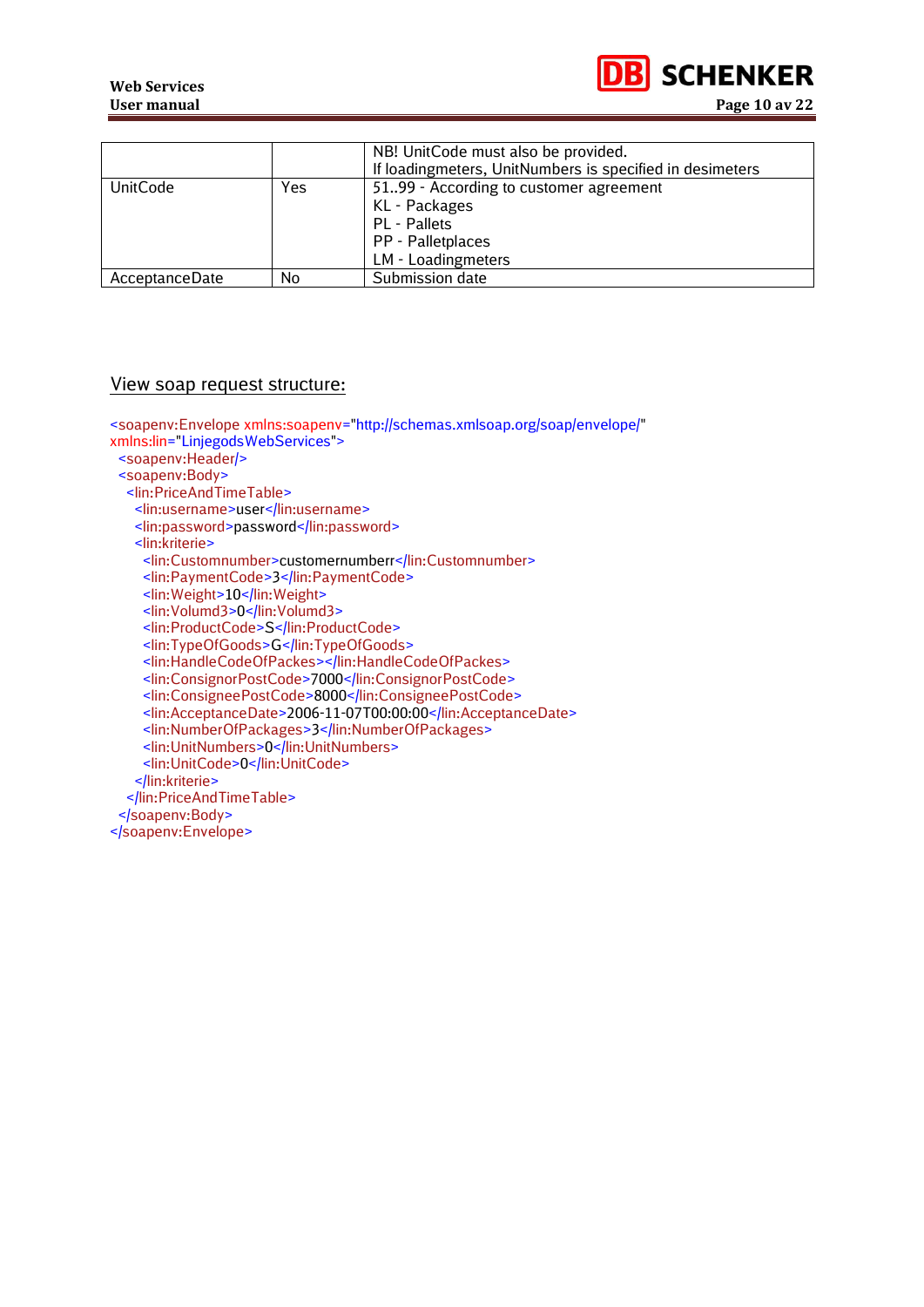| | | |
|---|---|---|
| | | NB! UnitCode must also be provided.<br>If loadingmeters, UnitNumbers is specified in desimeters |
| UnitCode | Yes | 51..99 - According to customer agreement<br>KL - Packages<br>PL - Pallets<br>PP - Palletplaces<br>LM - Loadingmeters |
| AcceptanceDate | No | Submission date |

## View soap request structure:

```
<soapenv:Envelope xmlns:soapenv="http://schemas.xmlsoap.org/soap/envelope/"
xmlns:lin="LinjegodsWebServices">
  <soapenv:Header/>
  <soapenv:Body>
    <lin:PriceAndTimeTable>
      <lin:username>user</lin:username>
      <lin:password>password</lin:password>
      <lin:kriterie>
        <lin:Customnumber>customernumberr</lin:Customnumber>
        <lin:PaymentCode>3</lin:PaymentCode>
        <lin:Weight>10</lin:Weight>
        <lin:Volumd3>0</lin:Volumd3>
        <lin:ProductCode>S</lin:ProductCode>
        <lin:TypeOfGoods>G</lin:TypeOfGoods>
        <lin:HandleCodeOfPackes></lin:HandleCodeOfPackes>
        <lin:ConsignorPostCode>7000</lin:ConsignorPostCode>
        <lin:ConsigneePostCode>8000</lin:ConsigneePostCode>
        <lin:AcceptanceDate>2006-11-07T00:00:00</lin:AcceptanceDate>
        <lin:NumberOfPackages>3</lin:NumberOfPackages>
        <lin:UnitNumbers>0</lin:UnitNumbers>
        <lin:UnitCode>0</lin:UnitCode>
      </lin:kriterie>
    </lin:PriceAndTimeTable>
  </soapenv:Body>
</soapenv:Envelope>
```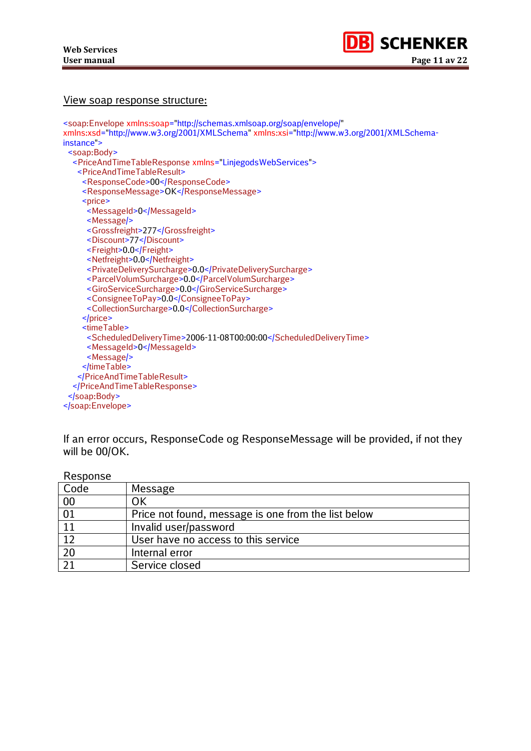## View soap response structure:

```
<soap:Envelope xmlns:soap="http://schemas.xmlsoap.org/soap/envelope/"
xmlns:xsd="http://www.w3.org/2001/XMLSchema" xmlns:xsi="http://www.w3.org/2001/XMLSchema-
instance">
  <soap:Body>
    <PriceAndTimeTableResponse xmlns="LinjegodsWebServices">
      <PriceAndTimeTableResult>
        <ResponseCode>00</ResponseCode>
        <ResponseMessage>OK</ResponseMessage>
        <price>
          <MessageId>0</MessageId>
          <Message/>
          <Grossfreight>277</Grossfreight>
          <Discount>77</Discount>
          <Freight>0.0</Freight>
          <Netfreight>0.0</Netfreight>
          <PrivateDeliverySurcharge>0.0</PrivateDeliverySurcharge>
          <ParcelVolumSurcharge>0.0</ParcelVolumSurcharge>
          <GiroServiceSurcharge>0.0</GiroServiceSurcharge>
          <ConsigneeToPay>0.0</ConsigneeToPay>
          <CollectionSurcharge>0.0</CollectionSurcharge>
        </price>
        <timeTable>
          <ScheduledDeliveryTime>2006-11-08T00:00:00</ScheduledDeliveryTime>
          <MessageId>0</MessageId>
          <Message/>
        </timeTable>
      </PriceAndTimeTableResult>
    </PriceAndTimeTableResponse>
  </soap:Body>
</soap:Envelope>
```

If an error occurs, ResponseCode og ResponseMessage will be provided, if not they will be 00/OK.

Response

| Code | Message |
|---|---|
| 00 | OK |
| 01 | Price not found, message is one from the list below |
| 11 | Invalid user/password |
| 12 | User have no access to this service |
| 20 | Internal error |
| 21 | Service closed |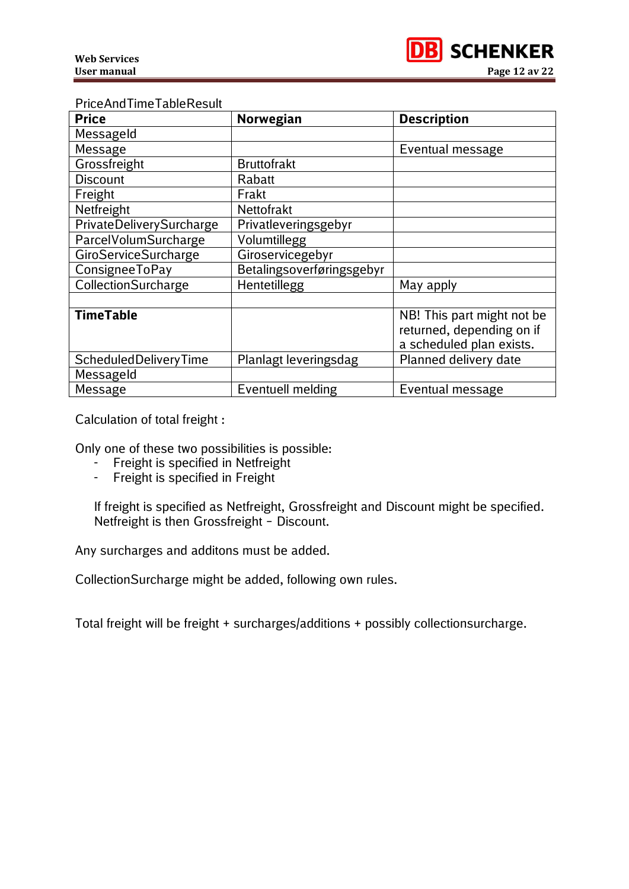PriceAndTimeTableResult

| **Price** | **Norwegian** | **Description** |
|---|---|---|
| MessageId | | |
| Message | | Eventual message |
| Grossfreight | Bruttofrakt | |
| Discount | Rabatt | |
| Freight | Frakt | |
| Netfreight | Nettofrakt | |
| PrivateDeliverySurcharge | Privatleveringsgebyr | |
| ParcelVolumSurcharge | Volumtillegg | |
| GiroServiceSurcharge | Giroservicegebyr | |
| ConsigneeToPay | Betalingsoverføringsgebyr | |
| CollectionSurcharge | Hentetillegg | May apply |
| | | |
| **TimeTable** | | NB! This part might not be returned, depending on if a scheduled plan exists. |
| ScheduledDeliveryTime | Planlagt leveringsdag | Planned delivery date |
| MessageId | | |
| Message | Eventuell melding | Eventual message |

Calculation of total freight :

Only one of these two possibilities is possible:
- Freight is specified in Netfreight
- Freight is specified in Freight

If freight is specified as Netfreight, Grossfreight and Discount might be specified. Netfreight is then Grossfreight – Discount.

Any surcharges and additons must be added.

CollectionSurcharge might be added, following own rules.

Total freight will be freight + surcharges/additions + possibly collectionsurcharge.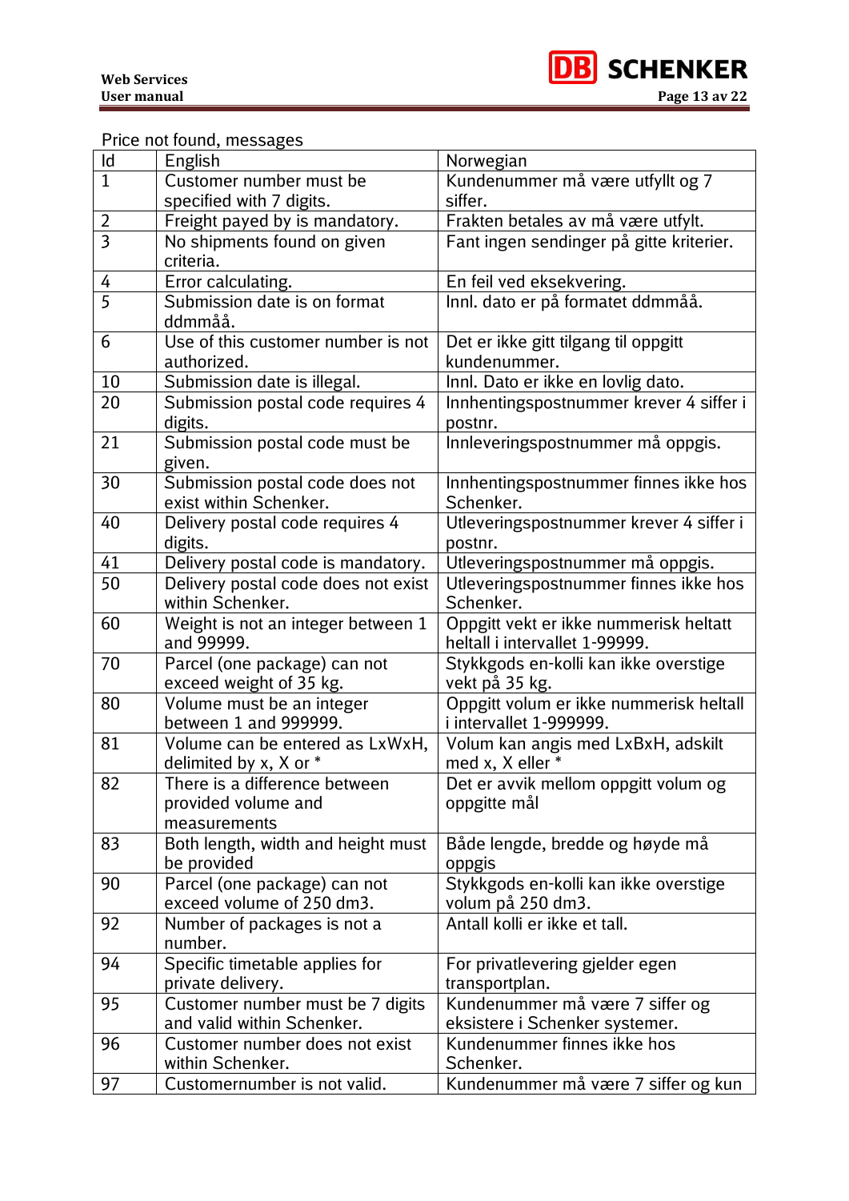Price not found, messages

| Id | English | Norwegian |
|---|---|---|
| 1 | Customer number must be specified with 7 digits. | Kundenummer må være utfyllt og 7 siffer. |
| 2 | Freight payed by is mandatory. | Frakten betales av må være utfylt. |
| 3 | No shipments found on given criteria. | Fant ingen sendinger på gitte kriterier. |
| 4 | Error calculating. | En feil ved eksekvering. |
| 5 | Submission date is on format ddmmåå. | Innl. dato er på formatet ddmmåå. |
| 6 | Use of this customer number is not authorized. | Det er ikke gitt tilgang til oppgitt kundenummer. |
| 10 | Submission date is illegal. | Innl. Dato er ikke en lovlig dato. |
| 20 | Submission postal code requires 4 digits. | Innhentingspostnummer krever 4 siffer i postnr. |
| 21 | Submission postal code must be given. | Innleveringspostnummer må oppgis. |
| 30 | Submission postal code does not exist within Schenker. | Innhentingspostnummer finnes ikke hos Schenker. |
| 40 | Delivery postal code requires 4 digits. | Utleveringspostnummer krever 4 siffer i postnr. |
| 41 | Delivery postal code is mandatory. | Utleveringspostnummer må oppgis. |
| 50 | Delivery postal code does not exist within Schenker. | Utleveringspostnummer finnes ikke hos Schenker. |
| 60 | Weight is not an integer between 1 and 99999. | Oppgitt vekt er ikke nummerisk heltatt heltall i intervallet 1-99999. |
| 70 | Parcel (one package) can not exceed weight of 35 kg. | Stykkgods en-kolli kan ikke overstige vekt på 35 kg. |
| 80 | Volume must be an integer between 1 and 999999. | Oppgitt volum er ikke nummerisk heltall i intervallet 1-999999. |
| 81 | Volume can be entered as LxWxH, delimited by x, X or * | Volum kan angis med LxBxH, adskilt med x, X eller * |
| 82 | There is a difference between provided volume and measurements | Det er avvik mellom oppgitt volum og oppgitte mål |
| 83 | Both length, width and height must be provided | Både lengde, bredde og høyde må oppgis |
| 90 | Parcel (one package) can not exceed volume of 250 dm3. | Stykkgods en-kolli kan ikke overstige volum på 250 dm3. |
| 92 | Number of packages is not a number. | Antall kolli er ikke et tall. |
| 94 | Specific timetable applies for private delivery. | For privatlevering gjelder egen transportplan. |
| 95 | Customer number must be 7 digits and valid within Schenker. | Kundenummer må være 7 siffer og eksistere i Schenker systemer. |
| 96 | Customer number does not exist within Schenker. | Kundenummer finnes ikke hos Schenker. |
| 97 | Customernumber is not valid. | Kundenummer må være 7 siffer og kun |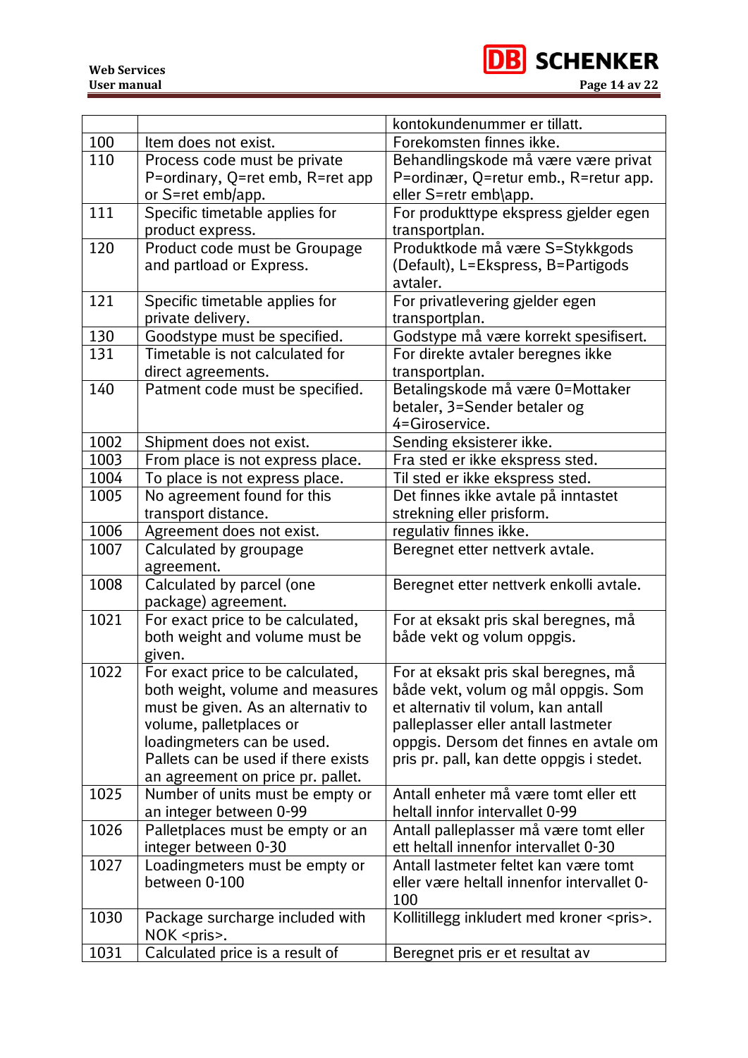| | | |
|---|---|---|
| | | kontokundenummer er tillatt. |
| 100 | Item does not exist. | Forekomsten finnes ikke. |
| 110 | Process code must be private P=ordinary, Q=ret emb, R=ret app or S=ret emb/app. | Behandlingskode må være være privat P=ordinær, Q=retur emb., R=retur app. eller S=retr emb\app. |
| 111 | Specific timetable applies for product express. | For produkttype ekspress gjelder egen transportplan. |
| 120 | Product code must be Groupage and partload or Express. | Produktkode må være S=Stykkgods (Default), L=Ekspress, B=Partigods avtaler. |
| 121 | Specific timetable applies for private delivery. | For privatlevering gjelder egen transportplan. |
| 130 | Goodstype must be specified. | Godstype må være korrekt spesifisert. |
| 131 | Timetable is not calculated for direct agreements. | For direkte avtaler beregnes ikke transportplan. |
| 140 | Patment code must be specified. | Betalingskode må være 0=Mottaker betaler, 3=Sender betaler og 4=Giroservice. |
| 1002 | Shipment does not exist. | Sending eksisterer ikke. |
| 1003 | From place is not express place. | Fra sted er ikke ekspress sted. |
| 1004 | To place is not express place. | Til sted er ikke ekspress sted. |
| 1005 | No agreement found for this transport distance. | Det finnes ikke avtale på inntastet strekning eller prisform. |
| 1006 | Agreement does not exist. | regulativ finnes ikke. |
| 1007 | Calculated by groupage agreement. | Beregnet etter nettverk avtale. |
| 1008 | Calculated by parcel (one package) agreement. | Beregnet etter nettverk enkolli avtale. |
| 1021 | For exact price to be calculated, both weight and volume must be given. | For at eksakt pris skal beregnes, må både vekt og volum oppgis. |
| 1022 | For exact price to be calculated, both weight, volume and measures must be given. As an alternativ to volume, palletplaces or loadingmeters can be used. Pallets can be used if there exists an agreement on price pr. pallet. | For at eksakt pris skal beregnes, må både vekt, volum og mål oppgis. Som et alternativ til volum, kan antall palleplasser eller antall lastmeter oppgis. Dersom det finnes en avtale om pris pr. pall, kan dette oppgis i stedet. |
| 1025 | Number of units must be empty or an integer between 0-99 | Antall enheter må være tomt eller ett heltall innfor intervallet 0-99 |
| 1026 | Palletplaces must be empty or an integer between 0-30 | Antall palleplasser må være tomt eller ett heltall innenfor intervallet 0-30 |
| 1027 | Loadingmeters must be empty or between 0-100 | Antall lastmeter feltet kan være tomt eller være heltall innenfor intervallet 0-100 |
| 1030 | Package surcharge included with NOK <pris>. | Kollitillegg inkludert med kroner <pris>. |
| 1031 | Calculated price is a result of | Beregnet pris er et resultat av |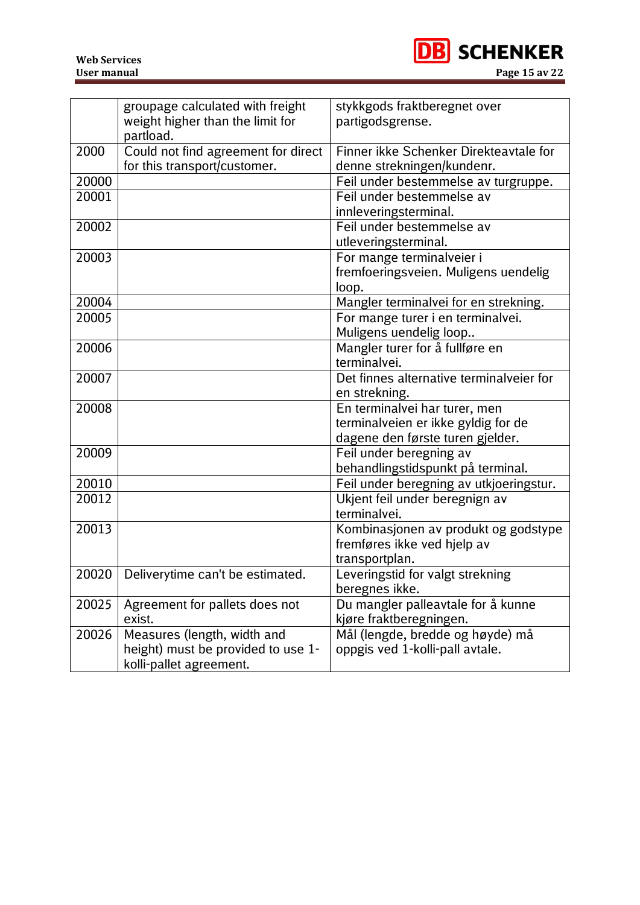| | | |
|---|---|---|
| | groupage calculated with freight weight higher than the limit for partload. | stykkgods fraktberegnet over partigodsgrense. |
| 2000 | Could not find agreement for direct for this transport/customer. | Finner ikke Schenker Direkteavtale for denne strekningen/kundenr. |
| 20000 | | Feil under bestemmelse av turgruppe. |
| 20001 | | Feil under bestemmelse av innleveringsterminal. |
| 20002 | | Feil under bestemmelse av utleveringsterminal. |
| 20003 | | For mange terminalveier i fremfoeringsveien. Muligens uendelig loop. |
| 20004 | | Mangler terminalvei for en strekning. |
| 20005 | | For mange turer i en terminalvei. Muligens uendelig loop.. |
| 20006 | | Mangler turer for å fullføre en terminalvei. |
| 20007 | | Det finnes alternative terminalveier for en strekning. |
| 20008 | | En terminalvei har turer, men terminalveien er ikke gyldig for de dagene den første turen gjelder. |
| 20009 | | Feil under beregning av behandlingstidspunkt på terminal. |
| 20010 | | Feil under beregning av utkjoeringstur. |
| 20012 | | Ukjent feil under beregnign av terminalvei. |
| 20013 | | Kombinasjonen av produkt og godstype fremføres ikke ved hjelp av transportplan. |
| 20020 | Deliverytime can't be estimated. | Leveringstid for valgt strekning beregnes ikke. |
| 20025 | Agreement for pallets does not exist. | Du mangler palleavtale for å kunne kjøre fraktberegningen. |
| 20026 | Measures (length, width and height) must be provided to use 1-kolli-pallet agreement. | Mål (lengde, bredde og høyde) må oppgis ved 1-kolli-pall avtale. |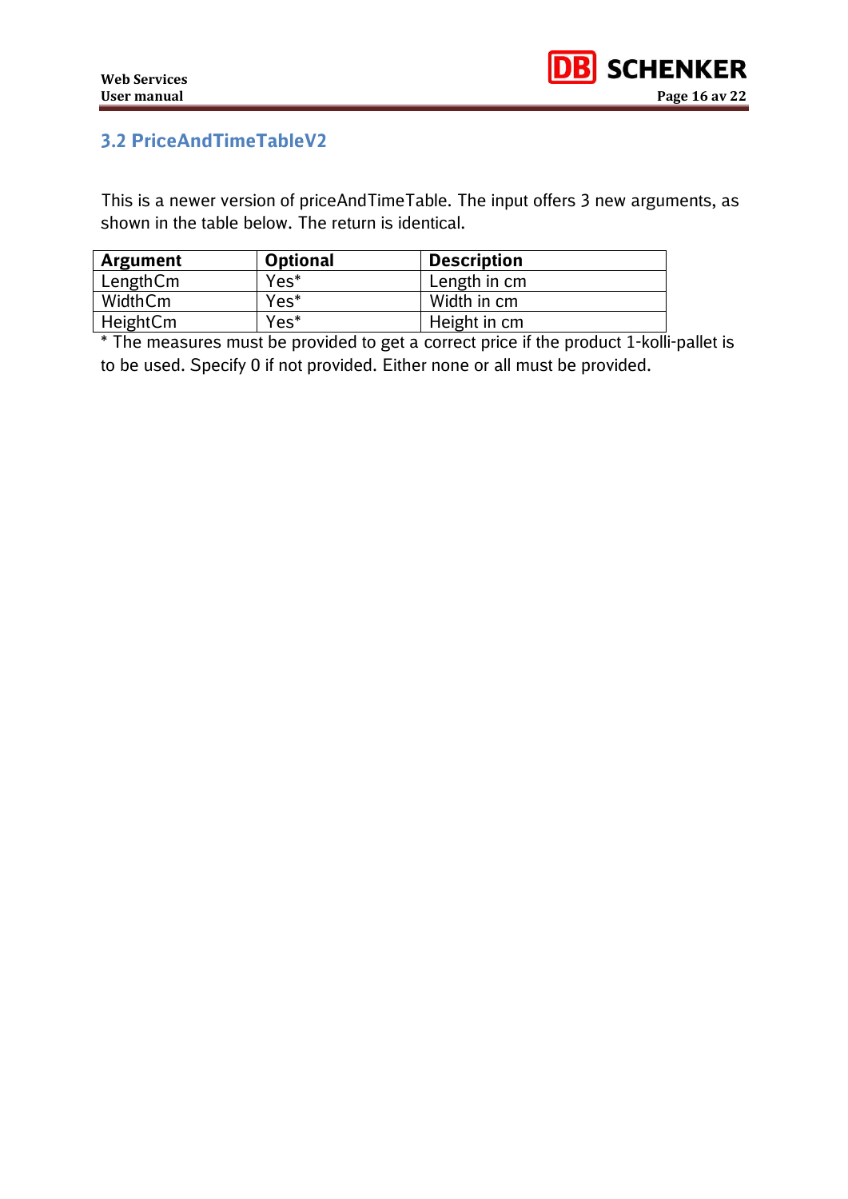## 3.2 PriceAndTimeTableV2

This is a newer version of priceAndTimeTable. The input offers 3 new arguments, as shown in the table below. The return is identical.

| Argument | Optional | Description |
|---|---|---|
| LengthCm | Yes* | Length in cm |
| WidthCm | Yes* | Width in cm |
| HeightCm | Yes* | Height in cm |

* The measures must be provided to get a correct price if the product 1-kolli-pallet is to be used. Specify 0 if not provided. Either none or all must be provided.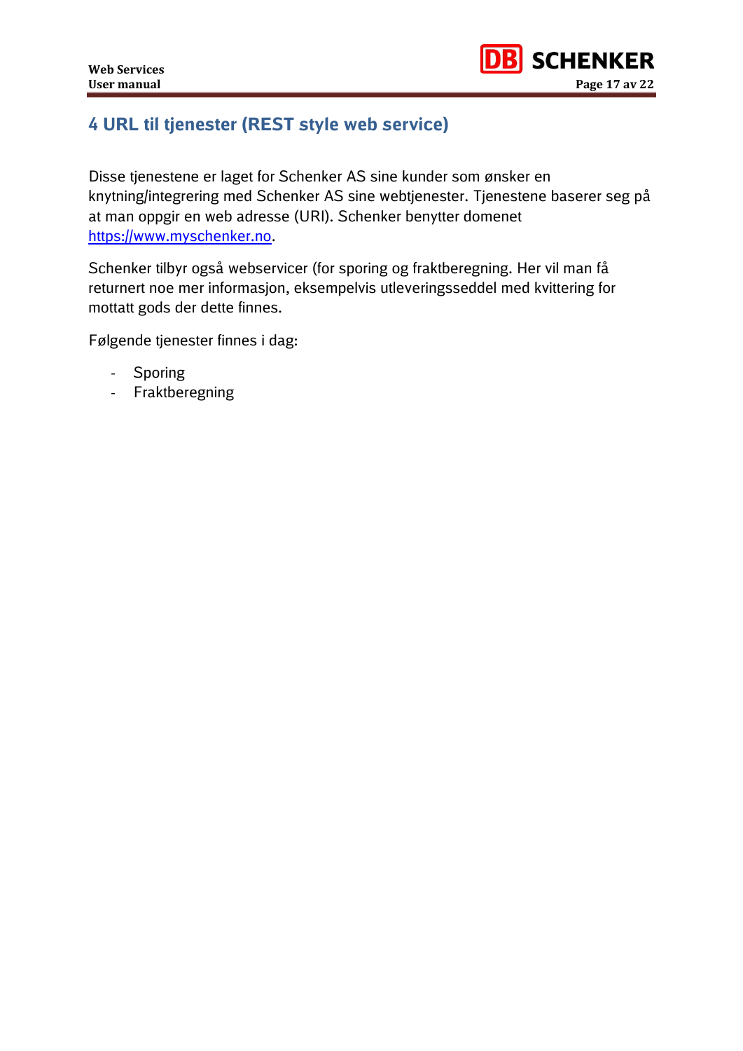# 4 URL til tjenester (REST style web service)

Disse tjenestene er laget for Schenker AS sine kunder som ønsker en knytning/integrering med Schenker AS sine webtjenester. Tjenestene baserer seg på at man oppgir en web adresse (URI). Schenker benytter domenet [https://www.myschenker.no](https://www.myschenker.no).

Schenker tilbyr også webservicer (for sporing og fraktberegning. Her vil man få returnert noe mer informasjon, eksempelvis utleveringsseddel med kvittering for mottatt gods der dette finnes.

Følgende tjenester finnes i dag:

- Sporing
- Fraktberegning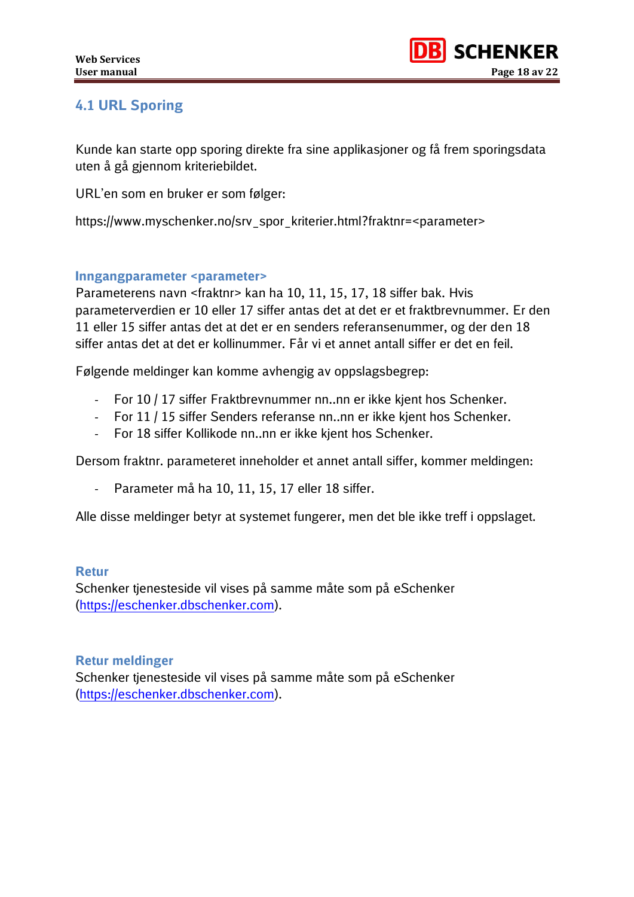## 4.1 URL Sporing

Kunde kan starte opp sporing direkte fra sine applikasjoner og få frem sporingsdata uten å gå gjennom kriteriebildet.

URL'en som en bruker er som følger:

https://www.myschenker.no/srv_spor_kriterier.html?fraktnr=<parameter>

### Inngangparameter <parameter>

Parameterens navn <fraktnr> kan ha 10, 11, 15, 17, 18 siffer bak. Hvis parameterverdien er 10 eller 17 siffer antas det at det er et fraktbrevnummer. Er den 11 eller 15 siffer antas det at det er en senders referansenummer, og der den 18 siffer antas det at det er kollinummer. Får vi et annet antall siffer er det en feil.

Følgende meldinger kan komme avhengig av oppslagsbegrep:

- For 10 / 17 siffer Fraktbrevnummer nn..nn er ikke kjent hos Schenker.
- For 11 / 15 siffer Senders referanse nn..nn er ikke kjent hos Schenker.
- For 18 siffer Kollikode nn..nn er ikke kjent hos Schenker.

Dersom fraktnr. parameteret inneholder et annet antall siffer, kommer meldingen:

- Parameter må ha 10, 11, 15, 17 eller 18 siffer.

Alle disse meldinger betyr at systemet fungerer, men det ble ikke treff i oppslaget.

### Retur

Schenker tjenesteside vil vises på samme måte som på eSchenker (https://eschenker.dbschenker.com).

### Retur meldinger

Schenker tjenesteside vil vises på samme måte som på eSchenker (https://eschenker.dbschenker.com).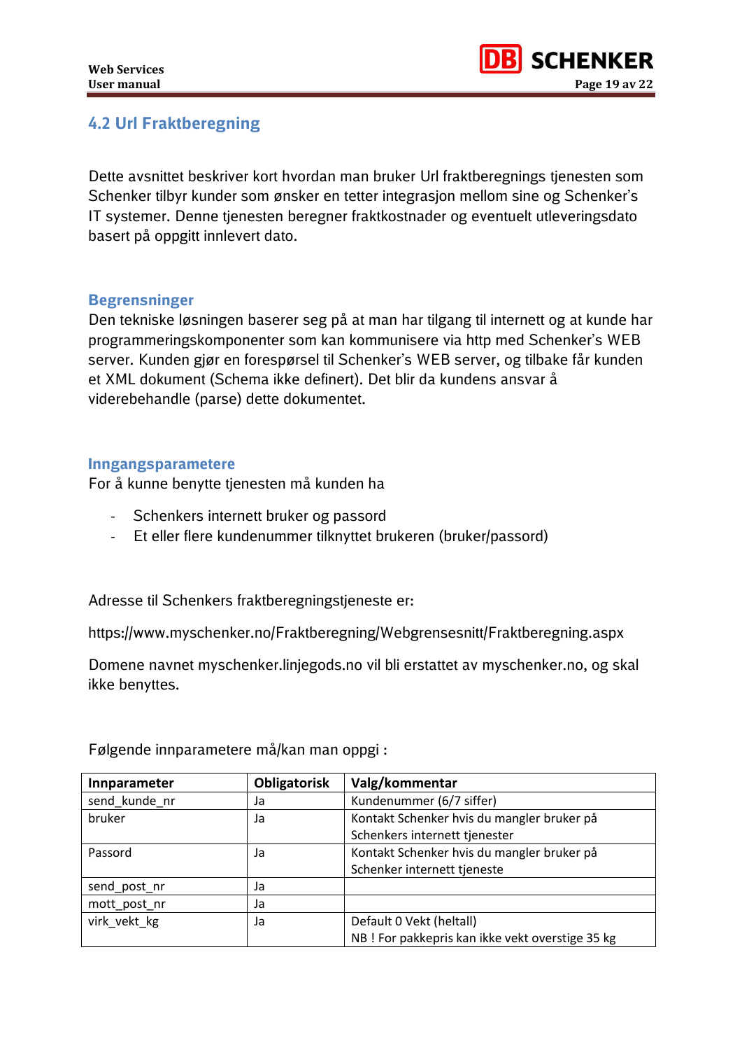## 4.2 Url Fraktberegning

Dette avsnittet beskriver kort hvordan man bruker Url fraktberegnings tjenesten som Schenker tilbyr kunder som ønsker en tetter integrasjon mellom sine og Schenker's IT systemer. Denne tjenesten beregner fraktkostnader og eventuelt utleveringsdato basert på oppgitt innlevert dato.

### Begrensninger

Den tekniske løsningen baserer seg på at man har tilgang til internett og at kunde har programmeringskomponenter som kan kommunisere via http med Schenker's WEB server. Kunden gjør en forespørsel til Schenker's WEB server, og tilbake får kunden et XML dokument (Schema ikke definert). Det blir da kundens ansvar å viderebehandle (parse) dette dokumentet.

### Inngangsparametere

For å kunne benytte tjenesten må kunden ha

- Schenkers internett bruker og passord
- Et eller flere kundenummer tilknyttet brukeren (bruker/passord)

Adresse til Schenkers fraktberegningstjeneste er:

https://www.myschenker.no/Fraktberegning/Webgrensesnitt/Fraktberegning.aspx

Domene navnet myschenker.linjegods.no vil bli erstattet av myschenker.no, og skal ikke benyttes.

Følgende innparametere må/kan man oppgi :

| Innparameter | Obligatorisk | Valg/kommentar |
|---|---|---|
| send_kunde_nr | Ja | Kundenummer (6/7 siffer) |
| bruker | Ja | Kontakt Schenker hvis du mangler bruker på Schenkers internett tjenester |
| Passord | Ja | Kontakt Schenker hvis du mangler bruker på Schenker internett tjeneste |
| send_post_nr | Ja | |
| mott_post_nr | Ja | |
| virk_vekt_kg | Ja | Default 0 Vekt (heltall)<br>NB ! For pakkepris kan ikke vekt overstige 35 kg |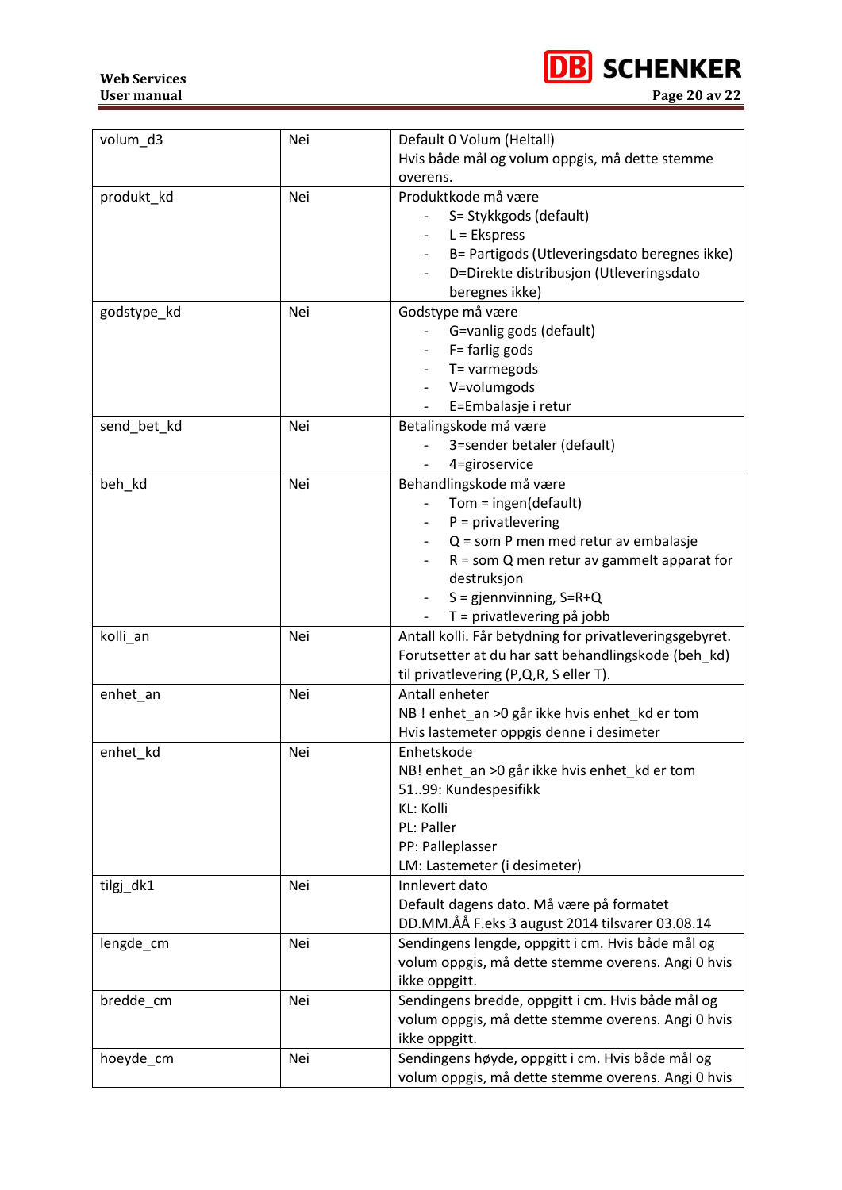| volum_d3 | Nei | Default 0 Volum (Heltall)<br>Hvis både mål og volum oppgis, må dette stemme overens. |
|---|---|---|
| produkt_kd | Nei | Produktkode må være<br>- S= Stykkgods (default)<br>- L = Ekspress<br>- B= Partigods (Utleveringsdato beregnes ikke)<br>- D=Direkte distribusjon (Utleveringsdato beregnes ikke) |
| godstype_kd | Nei | Godstype må være<br>- G=vanlig gods (default)<br>- F= farlig gods<br>- T= varmegods<br>- V=volumgods<br>- E=Embalasje i retur |
| send_bet_kd | Nei | Betalingskode må være<br>- 3=sender betaler (default)<br>- 4=giroservice |
| beh_kd | Nei | Behandlingskode må være<br>- Tom = ingen(default)<br>- P = privatlevering<br>- Q = som P men med retur av embalasje<br>- R = som Q men retur av gammelt apparat for destruksjon<br>- S = gjennvinning, S=R+Q<br>- T = privatlevering på jobb |
| kolli_an | Nei | Antall kolli. Får betydning for privatleveringsgebyret. Forutsetter at du har satt behandlingskode (beh_kd) til privatlevering (P,Q,R, S eller T). |
| enhet_an | Nei | Antall enheter<br>NB ! enhet_an >0 går ikke hvis enhet_kd er tom<br>Hvis lastemeter oppgis denne i desimeter |
| enhet_kd | Nei | Enhetskode<br>NB! enhet_an >0 går ikke hvis enhet_kd er tom<br>51..99: Kundespesifikk<br>KL: Kolli<br>PL: Paller<br>PP: Palleplasser<br>LM: Lastemeter (i desimeter) |
| tilgj_dk1 | Nei | Innlevert dato<br>Default dagens dato. Må være på formatet DD.MM.ÅÅ F.eks 3 august 2014 tilsvarer 03.08.14 |
| lengde_cm | Nei | Sendingens lengde, oppgitt i cm. Hvis både mål og volum oppgis, må dette stemme overens. Angi 0 hvis ikke oppgitt. |
| bredde_cm | Nei | Sendingens bredde, oppgitt i cm. Hvis både mål og volum oppgis, må dette stemme overens. Angi 0 hvis ikke oppgitt. |
| hoeyde_cm | Nei | Sendingens høyde, oppgitt i cm. Hvis både mål og volum oppgis, må dette stemme overens. Angi 0 hvis |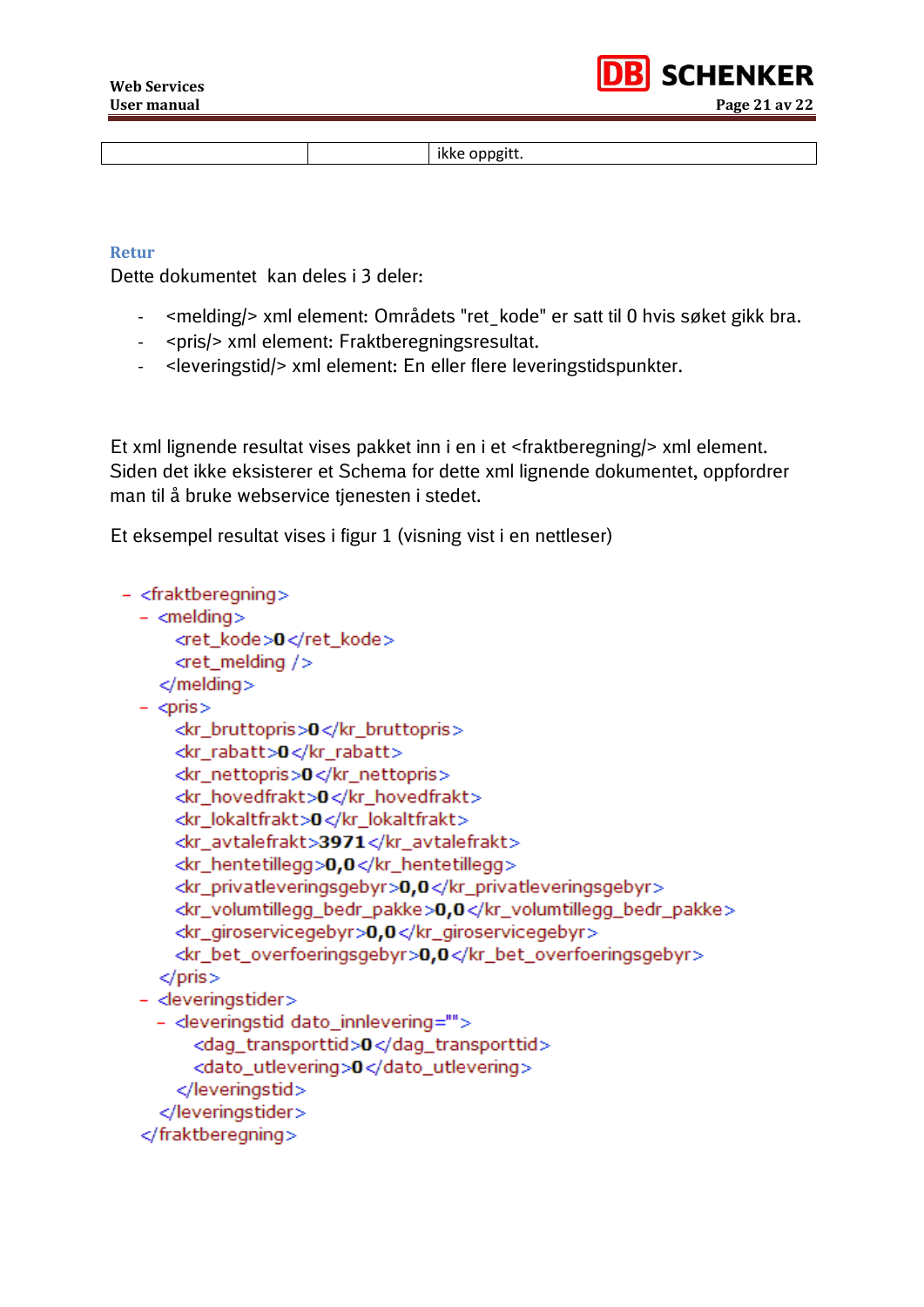|  |  | ikke oppgitt. |
|---|---|---|

### Retur

Dette dokumentet  kan deles i 3 deler:

- <melding/> xml element: Områdets "ret_kode" er satt til 0 hvis søket gikk bra.
- <pris/> xml element: Fraktberegningsresultat.
- <leveringstid/> xml element: En eller flere leveringstidspunkter.

Et xml lignende resultat vises pakket inn i en i et <fraktberegning/> xml element. Siden det ikke eksisterer et Schema for dette xml lignende dokumentet, oppfordrer man til å bruke webservice tjenesten i stedet.

Et eksempel resultat vises i figur 1 (visning vist i en nettleser)

```
- <fraktberegning>
  - <melding>
      <ret_kode>0</ret_kode>
      <ret_melding />
    </melding>
  - <pris>
      <kr_bruttopris>0</kr_bruttopris>
      <kr_rabatt>0</kr_rabatt>
      <kr_nettopris>0</kr_nettopris>
      <kr_hovedfrakt>0</kr_hovedfrakt>
      <kr_lokaltfrakt>0</kr_lokaltfrakt>
      <kr_avtalefrakt>3971</kr_avtalefrakt>
      <kr_hentetillegg>0,0</kr_hentetillegg>
      <kr_privatleveringsgebyr>0,0</kr_privatleveringsgebyr>
      <kr_volumtillegg_bedr_pakke>0,0</kr_volumtillegg_bedr_pakke>
      <kr_giroservicegebyr>0,0</kr_giroservicegebyr>
      <kr_bet_overfoeringsgebyr>0,0</kr_bet_overfoeringsgebyr>
    </pris>
  - <leveringstider>
    - <leveringstid dato_innlevering="">
        <dag_transporttid>0</dag_transporttid>
        <dato_utlevering>0</dato_utlevering>
      </leveringstid>
    </leveringstider>
  </fraktberegning>
```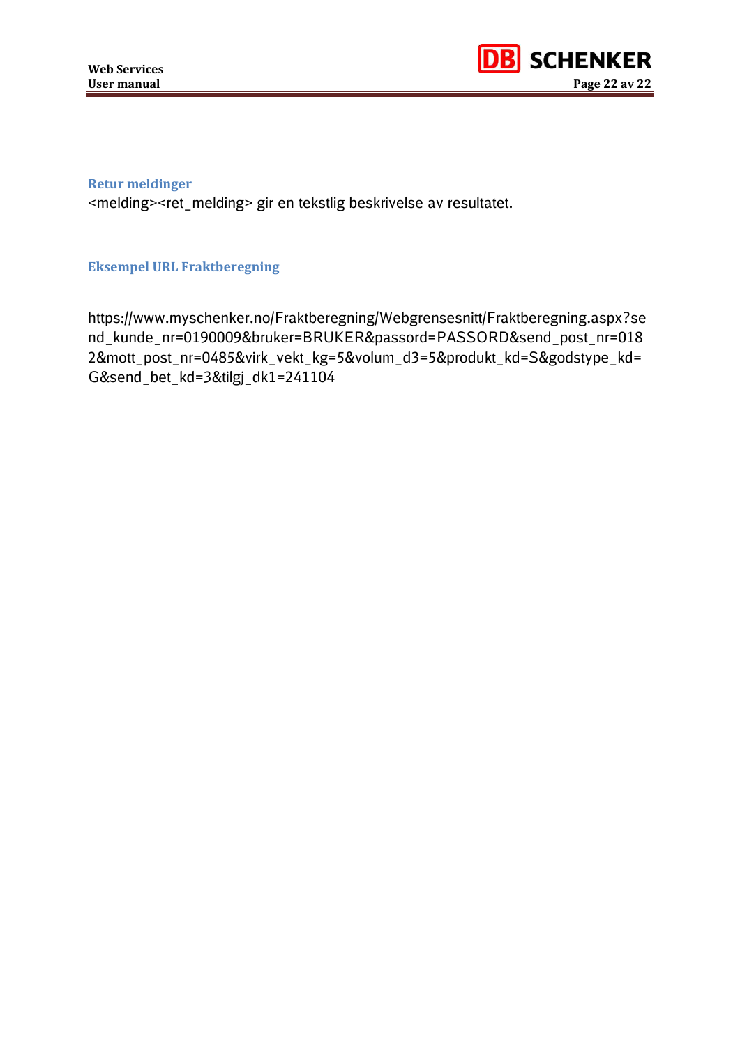### Retur meldinger

<melding><ret_melding> gir en tekstlig beskrivelse av resultatet.

### Eksempel URL Fraktberegning

https://www.myschenker.no/Fraktberegning/Webgrensesnitt/Fraktberegning.aspx?send_kunde_nr=0190009&bruker=BRUKER&passord=PASSORD&send_post_nr=0182&mott_post_nr=0485&virk_vekt_kg=5&volum_d3=5&produkt_kd=S&godstype_kd=G&send_bet_kd=3&tilgj_dk1=241104